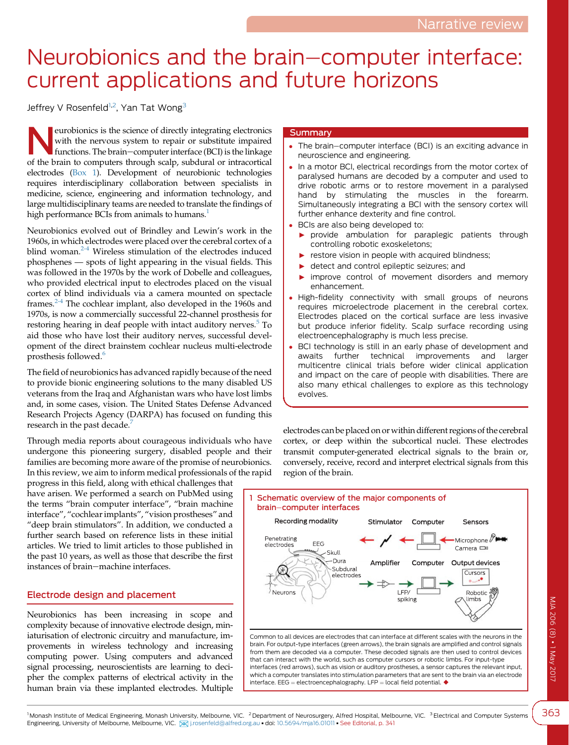Narrative review

# Neurobionics and the brain–computer interface: current applications and future horizons

Jeffrey V Rosenfeld[1,2], Yan Tat Wong[3]

## Summary

- The brain–computer interface (BCI) is an exciting advance in neuroscience and engineering.
- In a motor BCI, electrical recordings from the motor cortex of paralysed humans are decoded by a computer and used to drive robotic arms or to restore movement in a paralysed hand by stimulating the muscles in the forearm. Simultaneously integrating a BCI with the sensory cortex will further enhance dexterity and fine control.
- BCIs are also being developed to:
  - provide ambulation for paraplegic patients through controlling robotic exoskeletons;
  - restore vision in people with acquired blindness;
  - detect and control epileptic seizures; and
  - improve control of movement disorders and memory enhancement.
- High-fidelity connectivity with small groups of neurons requires microelectrode placement in the cerebral cortex. Electrodes placed on the cortical surface are less invasive but produce inferior fidelity. Scalp surface recording using electroencephalography is much less precise.
- BCI technology is still in an early phase of development and awaits further technical improvements and larger multicentre clinical trials before wider clinical application and impact on the care of people with disabilities. There are also many ethical challenges to explore as this technology evolves.

Neurobionics is the science of directly integrating electronics with the nervous system to repair or substitute impaired functions. The brain–computer interface (BCI) is the linkage of the brain to computers through scalp, subdural or intracortical electrodes (Box 1). Development of neurobionic technologies requires interdisciplinary collaboration between specialists in medicine, science, engineering and information technology, and large multidisciplinary teams are needed to translate the findings of high performance BCIs from animals to humans.[1]

Neurobionics evolved out of Brindley and Lewin's work in the 1960s, in which electrodes were placed over the cerebral cortex of a blind woman.[2-4] Wireless stimulation of the electrodes induced phosphenes — spots of light appearing in the visual fields. This was followed in the 1970s by the work of Dobelle and colleagues, who provided electrical input to electrodes placed on the visual cortex of blind individuals via a camera mounted on spectacle frames.[2-4] The cochlear implant, also developed in the 1960s and 1970s, is now a commercially successful 22-channel prosthesis for restoring hearing in deaf people with intact auditory nerves.[5] To aid those who have lost their auditory nerves, successful development of the direct brainstem cochlear nucleus multi-electrode prosthesis followed.[6]

The field of neurobionics has advanced rapidly because of the need to provide bionic engineering solutions to the many disabled US veterans from the Iraq and Afghanistan wars who have lost limbs and, in some cases, vision. The United States Defense Advanced Research Projects Agency (DARPA) has focused on funding this research in the past decade.[7]

Through media reports about courageous individuals who have undergone this pioneering surgery, disabled people and their families are becoming more aware of the promise of neurobionics. In this review, we aim to inform medical professionals of the rapid progress in this field, along with ethical challenges that have arisen. We performed a search on PubMed using the terms "brain computer interface", "brain machine interface", "cochlear implants", "vision prostheses" and "deep brain stimulators". In addition, we conducted a further search based on reference lists in these initial articles. We tried to limit articles to those published in the past 10 years, as well as those that describe the first instances of brain–machine interfaces.

## Electrode design and placement

Neurobionics has been increasing in scope and complexity because of innovative electrode design, miniaturisation of electronic circuitry and manufacture, improvements in wireless technology and increasing computing power. Using computers and advanced signal processing, neuroscientists are learning to decipher the complex patterns of electrical activity in the human brain via these implanted electrodes. Multiple electrodes can be placed on or within different regions of the cerebral cortex, or deep within the subcortical nuclei. These electrodes transmit computer-generated electrical signals to the brain or, conversely, receive, record and interpret electrical signals from this region of the brain.

**1 Schematic overview of the major components of brain–computer interfaces**

Recording modality: Penetrating electrodes; EEG; Skull; Dura; Subdural electrodes; Neurons. Stimulator; Computer; Sensors: Microphone, Camera. Amplifier; Computer; Output devices: Cursors, Robotic limbs. LFP/spiking.

Common to all devices are electrodes that can interface at different scales with the neurons in the brain. For output-type interfaces (green arrows), the brain signals are amplified and control signals from them are decoded via a computer. These decoded signals are then used to control devices that can interact with the world, such as computer cursors or robotic limbs. For input-type interfaces (red arrows), such as vision or auditory prostheses, a sensor captures the relevant input, which a computer translates into stimulation parameters that are sent to the brain via an electrode interface. EEG = electroencephalography. LFP = local field potential. ◆

[1] Monash Institute of Medical Engineering, Monash University, Melbourne, VIC. [2] Department of Neurosurgery, Alfred Hospital, Melbourne, VIC. [3] Electrical and Computer Systems Engineering, University of Melbourne, Melbourne, VIC. j.rosenfeld@alfred.org.au • doi: 10.5694/mja16.01011 • See Editorial, p. 341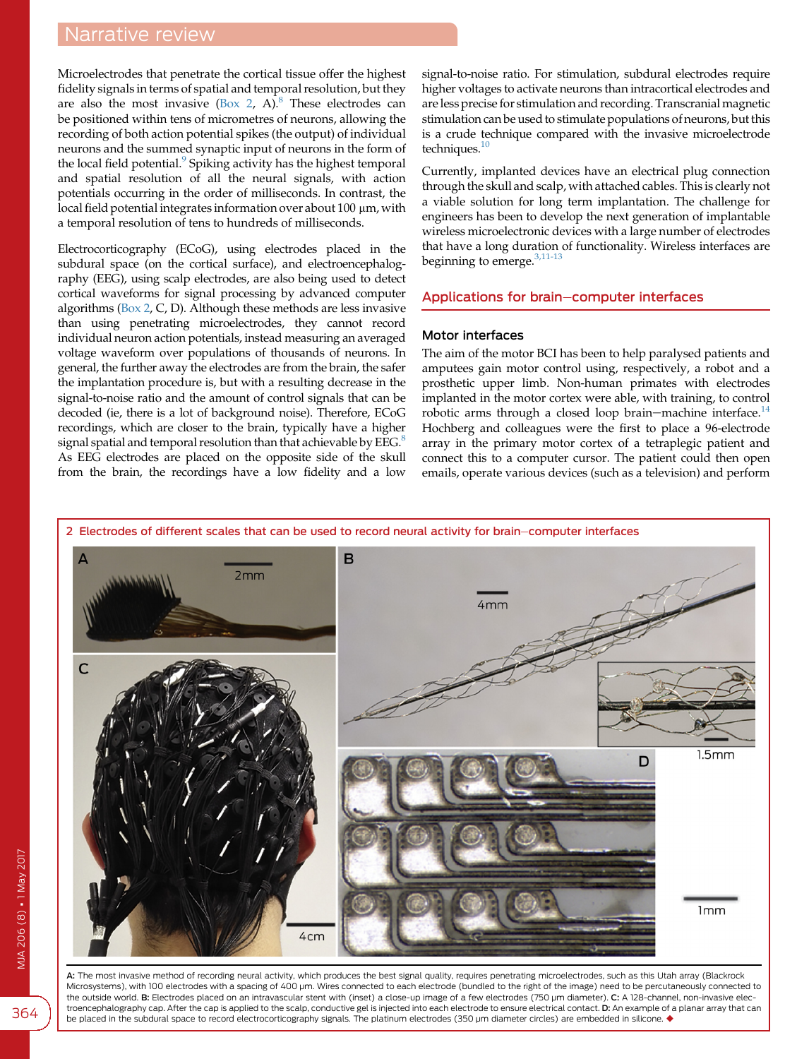Microelectrodes that penetrate the cortical tissue offer the highest fidelity signals in terms of spatial and temporal resolution, but they are also the most invasive (Box 2, A).[8] These electrodes can be positioned within tens of micrometres of neurons, allowing the recording of both action potential spikes (the output) of individual neurons and the summed synaptic input of neurons in the form of the local field potential.[9] Spiking activity has the highest temporal and spatial resolution of all the neural signals, with action potentials occurring in the order of milliseconds. In contrast, the local field potential integrates information over about 100 μm, with a temporal resolution of tens to hundreds of milliseconds.

Electrocorticography (ECoG), using electrodes placed in the subdural space (on the cortical surface), and electroencephalography (EEG), using scalp electrodes, are also being used to detect cortical waveforms for signal processing by advanced computer algorithms (Box 2, C, D). Although these methods are less invasive than using penetrating microelectrodes, they cannot record individual neuron action potentials, instead measuring an averaged voltage waveform over populations of thousands of neurons. In general, the further away the electrodes are from the brain, the safer the implantation procedure is, but with a resulting decrease in the signal-to-noise ratio and the amount of control signals that can be decoded (ie, there is a lot of background noise). Therefore, ECoG recordings, which are closer to the brain, typically have a higher signal spatial and temporal resolution than that achievable by EEG.[8] As EEG electrodes are placed on the opposite side of the skull from the brain, the recordings have a low fidelity and a low signal-to-noise ratio. For stimulation, subdural electrodes require higher voltages to activate neurons than intracortical electrodes and are less precise for stimulation and recording. Transcranial magnetic stimulation can be used to stimulate populations of neurons, but this is a crude technique compared with the invasive microelectrode techniques.[10]

Currently, implanted devices have an electrical plug connection through the skull and scalp, with attached cables. This is clearly not a viable solution for long term implantation. The challenge for engineers has been to develop the next generation of implantable wireless microelectronic devices with a large number of electrodes that have a long duration of functionality. Wireless interfaces are beginning to emerge.[3,11-13]

## Applications for brain–computer interfaces

### Motor interfaces

The aim of the motor BCI has been to help paralysed patients and amputees gain motor control using, respectively, a robot and a prosthetic upper limb. Non-human primates with electrodes implanted in the motor cortex were able, with training, to control robotic arms through a closed loop brain–machine interface.[14] Hochberg and colleagues were the first to place a 96-electrode array in the primary motor cortex of a tetraplegic patient and connect this to a computer cursor. The patient could then open emails, operate various devices (such as a television) and perform

**2 Electrodes of different scales that can be used to record neural activity for brain–computer interfaces**

A: The most invasive method of recording neural activity, which produces the best signal quality, requires penetrating microelectrodes, such as this Utah array (Blackrock Microsystems), with 100 electrodes with a spacing of 400 μm. Wires connected to each electrode (bundled to the right of the image) need to be percutaneously connected to the outside world. B: Electrodes placed on an intravascular stent with (inset) a close-up image of a few electrodes (750 μm diameter). C: A 128-channel, non-invasive electroencephalography cap. After the cap is applied to the scalp, conductive gel is injected into each electrode to ensure electrical contact. D: An example of a planar array that can be placed in the subdural space to record electrocorticography signals. The platinum electrodes (350 μm diameter circles) are embedded in silicone. ◆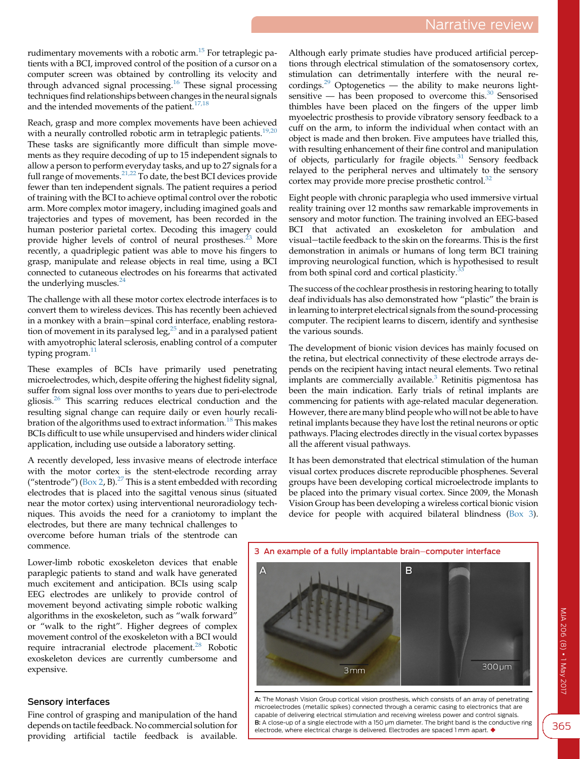rudimentary movements with a robotic arm.[15] For tetraplegic patients with a BCI, improved control of the position of a cursor on a computer screen was obtained by controlling its velocity and through advanced signal processing.[16] These signal processing techniques find relationships between changes in the neural signals and the intended movements of the patient.[17,18]

Reach, grasp and more complex movements have been achieved with a neurally controlled robotic arm in tetraplegic patients.[19,20] These tasks are significantly more difficult than simple movements as they require decoding of up to 15 independent signals to allow a person to perform everyday tasks, and up to 27 signals for a full range of movements.[21,22] To date, the best BCI devices provide fewer than ten independent signals. The patient requires a period of training with the BCI to achieve optimal control over the robotic arm. More complex motor imagery, including imagined goals and trajectories and types of movement, has been recorded in the human posterior parietal cortex. Decoding this imagery could provide higher levels of control of neural prostheses.[23] More recently, a quadriplegic patient was able to move his fingers to grasp, manipulate and release objects in real time, using a BCI connected to cutaneous electrodes on his forearms that activated the underlying muscles.[24]

The challenge with all these motor cortex electrode interfaces is to convert them to wireless devices. This has recently been achieved in a monkey with a brain–spinal cord interface, enabling restoration of movement in its paralysed leg,[25] and in a paralysed patient with amyotrophic lateral sclerosis, enabling control of a computer typing program.[11]

These examples of BCIs have primarily used penetrating microelectrodes, which, despite offering the highest fidelity signal, suffer from signal loss over months to years due to peri-electrode gliosis.[26] This scarring reduces electrical conduction and the resulting signal change can require daily or even hourly recalibration of the algorithms used to extract information.[18] This makes BCIs difficult to use while unsupervised and hinders wider clinical application, including use outside a laboratory setting.

A recently developed, less invasive means of electrode interface with the motor cortex is the stent-electrode recording array ("stentrode") (Box 2, B).[27] This is a stent embedded with recording electrodes that is placed into the sagittal venous sinus (situated near the motor cortex) using interventional neuroradiology techniques. This avoids the need for a craniotomy to implant the electrodes, but there are many technical challenges to overcome before human trials of the stentrode can commence.

Lower-limb robotic exoskeleton devices that enable paraplegic patients to stand and walk have generated much excitement and anticipation. BCIs using scalp EEG electrodes are unlikely to provide control of movement beyond activating simple robotic walking algorithms in the exoskeleton, such as "walk forward" or "walk to the right". Higher degrees of complex movement control of the exoskeleton with a BCI would require intracranial electrode placement.[28] Robotic exoskeleton devices are currently cumbersome and expensive.

## Sensory interfaces

Fine control of grasping and manipulation of the hand depends on tactile feedback. No commercial solution for providing artificial tactile feedback is available. Although early primate studies have produced artificial perceptions through electrical stimulation of the somatosensory cortex, stimulation can detrimentally interfere with the neural recordings.[29] Optogenetics — the ability to make neurons light-sensitive — has been proposed to overcome this.[30] Sensorised thimbles have been placed on the fingers of the upper limb myoelectric prosthesis to provide vibratory sensory feedback to a cuff on the arm, to inform the individual when contact with an object is made and then broken. Five amputees have trialled this, with resulting enhancement of their fine control and manipulation of objects, particularly for fragile objects.[31] Sensory feedback relayed to the peripheral nerves and ultimately to the sensory cortex may provide more precise prosthetic control.[32]

Eight people with chronic paraplegia who used immersive virtual reality training over 12 months saw remarkable improvements in sensory and motor function. The training involved an EEG-based BCI that activated an exoskeleton for ambulation and visual–tactile feedback to the skin on the forearms. This is the first demonstration in animals or humans of long term BCI training improving neurological function, which is hypothesised to result from both spinal cord and cortical plasticity.[33]

The success of the cochlear prosthesis in restoring hearing to totally deaf individuals has also demonstrated how "plastic" the brain is in learning to interpret electrical signals from the sound-processing computer. The recipient learns to discern, identify and synthesise the various sounds.

The development of bionic vision devices has mainly focused on the retina, but electrical connectivity of these electrode arrays depends on the recipient having intact neural elements. Two retinal implants are commercially available.[3] Retinitis pigmentosa has been the main indication. Early trials of retinal implants are commencing for patients with age-related macular degeneration. However, there are many blind people who will not be able to have retinal implants because they have lost the retinal neurons or optic pathways. Placing electrodes directly in the visual cortex bypasses all the afferent visual pathways.

It has been demonstrated that electrical stimulation of the human visual cortex produces discrete reproducible phosphenes. Several groups have been developing cortical microelectrode implants to be placed into the primary visual cortex. Since 2009, the Monash Vision Group has been developing a wireless cortical bionic vision device for people with acquired bilateral blindness (Box 3).

**3 An example of a fully implantable brain–computer interface**

A: The Monash Vision Group cortical vision prosthesis, which consists of an array of penetrating microelectrodes (metallic spikes) connected through a ceramic casing to electronics that are capable of delivering electrical stimulation and receiving wireless power and control signals.
B: A close-up of a single electrode with a 150 μm diameter. The bright band is the conductive ring electrode, where electrical charge is delivered. Electrodes are spaced 1 mm apart. ◆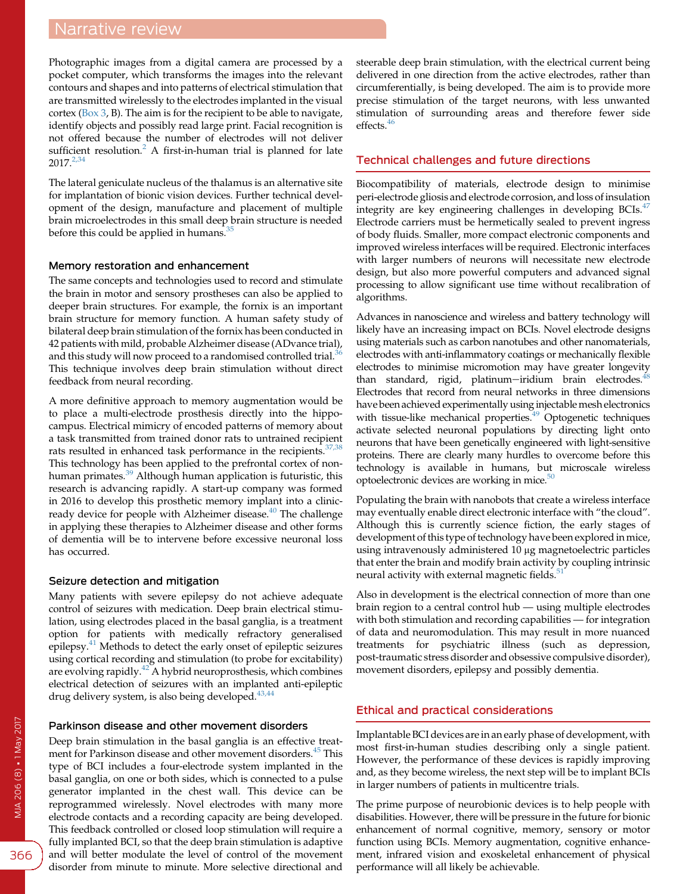Photographic images from a digital camera are processed by a pocket computer, which transforms the images into the relevant contours and shapes and into patterns of electrical stimulation that are transmitted wirelessly to the electrodes implanted in the visual cortex (Box 3, B). The aim is for the recipient to be able to navigate, identify objects and possibly read large print. Facial recognition is not offered because the number of electrodes will not deliver sufficient resolution.[2] A first-in-human trial is planned for late 2017.[2,34]

The lateral geniculate nucleus of the thalamus is an alternative site for implantation of bionic vision devices. Further technical development of the design, manufacture and placement of multiple brain microelectrodes in this small deep brain structure is needed before this could be applied in humans.[35]

### Memory restoration and enhancement

The same concepts and technologies used to record and stimulate the brain in motor and sensory prostheses can also be applied to deeper brain structures. For example, the fornix is an important brain structure for memory function. A human safety study of bilateral deep brain stimulation of the fornix has been conducted in 42 patients with mild, probable Alzheimer disease (ADvance trial), and this study will now proceed to a randomised controlled trial.[36] This technique involves deep brain stimulation without direct feedback from neural recording.

A more definitive approach to memory augmentation would be to place a multi-electrode prosthesis directly into the hippocampus. Electrical mimicry of encoded patterns of memory about a task transmitted from trained donor rats to untrained recipient rats resulted in enhanced task performance in the recipients.[37,38] This technology has been applied to the prefrontal cortex of non-human primates.[39] Although human application is futuristic, this research is advancing rapidly. A start-up company was formed in 2016 to develop this prosthetic memory implant into a clinic-ready device for people with Alzheimer disease.[40] The challenge in applying these therapies to Alzheimer disease and other forms of dementia will be to intervene before excessive neuronal loss has occurred.

### Seizure detection and mitigation

Many patients with severe epilepsy do not achieve adequate control of seizures with medication. Deep brain electrical stimulation, using electrodes placed in the basal ganglia, is a treatment option for patients with medically refractory generalised epilepsy.[41] Methods to detect the early onset of epileptic seizures using cortical recording and stimulation (to probe for excitability) are evolving rapidly.[42] A hybrid neuroprosthesis, which combines electrical detection of seizures with an implanted anti-epileptic drug delivery system, is also being developed.[43,44]

### Parkinson disease and other movement disorders

Deep brain stimulation in the basal ganglia is an effective treatment for Parkinson disease and other movement disorders.[45] This type of BCI includes a four-electrode system implanted in the basal ganglia, on one or both sides, which is connected to a pulse generator implanted in the chest wall. This device can be reprogrammed wirelessly. Novel electrodes with many more electrode contacts and a recording capacity are being developed. This feedback controlled or closed loop stimulation will require a fully implanted BCI, so that the deep brain stimulation is adaptive and will better modulate the level of control of the movement disorder from minute to minute. More selective directional and steerable deep brain stimulation, with the electrical current being delivered in one direction from the active electrodes, rather than circumferentially, is being developed. The aim is to provide more precise stimulation of the target neurons, with less unwanted stimulation of surrounding areas and therefore fewer side effects.[46]

## Technical challenges and future directions

Biocompatibility of materials, electrode design to minimise peri-electrode gliosis and electrode corrosion, and loss of insulation integrity are key engineering challenges in developing BCIs.[47] Electrode carriers must be hermetically sealed to prevent ingress of body fluids. Smaller, more compact electronic components and improved wireless interfaces will be required. Electronic interfaces with larger numbers of neurons will necessitate new electrode design, but also more powerful computers and advanced signal processing to allow significant use time without recalibration of algorithms.

Advances in nanoscience and wireless and battery technology will likely have an increasing impact on BCIs. Novel electrode designs using materials such as carbon nanotubes and other nanomaterials, electrodes with anti-inflammatory coatings or mechanically flexible electrodes to minimise micromotion may have greater longevity than standard, rigid, platinum−iridium brain electrodes.[48] Electrodes that record from neural networks in three dimensions have been achieved experimentally using injectable mesh electronics with tissue-like mechanical properties.[49] Optogenetic techniques activate selected neuronal populations by directing light onto neurons that have been genetically engineered with light-sensitive proteins. There are clearly many hurdles to overcome before this technology is available in humans, but microscale wireless optoelectronic devices are working in mice.[50]

Populating the brain with nanobots that create a wireless interface may eventually enable direct electronic interface with "the cloud". Although this is currently science fiction, the early stages of development of this type of technology have been explored in mice, using intravenously administered 10 μg magnetoelectric particles that enter the brain and modify brain activity by coupling intrinsic neural activity with external magnetic fields.[51]

Also in development is the electrical connection of more than one brain region to a central control hub — using multiple electrodes with both stimulation and recording capabilities — for integration of data and neuromodulation. This may result in more nuanced treatments for psychiatric illness (such as depression, post-traumatic stress disorder and obsessive compulsive disorder), movement disorders, epilepsy and possibly dementia.

## Ethical and practical considerations

Implantable BCI devices are in an early phase of development, with most first-in-human studies describing only a single patient. However, the performance of these devices is rapidly improving and, as they become wireless, the next step will be to implant BCIs in larger numbers of patients in multicentre trials.

The prime purpose of neurobionic devices is to help people with disabilities. However, there will be pressure in the future for bionic enhancement of normal cognitive, memory, sensory or motor function using BCIs. Memory augmentation, cognitive enhancement, infrared vision and exoskeletal enhancement of physical performance will all likely be achievable.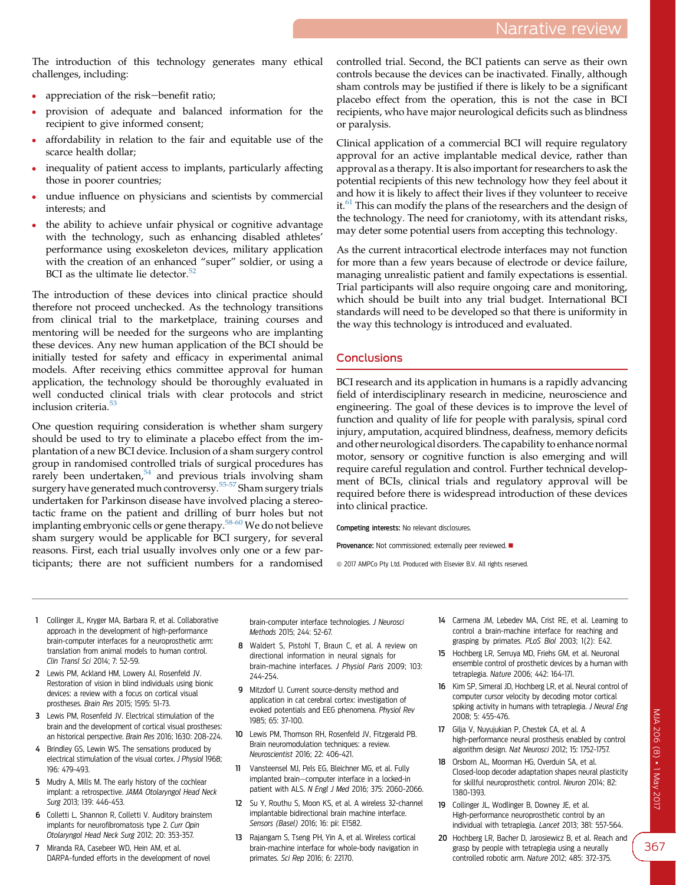The introduction of this technology generates many ethical challenges, including:

- appreciation of the risk–benefit ratio;
- provision of adequate and balanced information for the recipient to give informed consent;
- affordability in relation to the fair and equitable use of the scarce health dollar;
- inequality of patient access to implants, particularly affecting those in poorer countries;
- undue influence on physicians and scientists by commercial interests; and
- the ability to achieve unfair physical or cognitive advantage with the technology, such as enhancing disabled athletes' performance using exoskeleton devices, military application with the creation of an enhanced "super" soldier, or using a BCI as the ultimate lie detector.[52]

The introduction of these devices into clinical practice should therefore not proceed unchecked. As the technology transitions from clinical trial to the marketplace, training courses and mentoring will be needed for the surgeons who are implanting these devices. Any new human application of the BCI should be initially tested for safety and efficacy in experimental animal models. After receiving ethics committee approval for human application, the technology should be thoroughly evaluated in well conducted clinical trials with clear protocols and strict inclusion criteria.[53]

One question requiring consideration is whether sham surgery should be used to try to eliminate a placebo effect from the implantation of a new BCI device. Inclusion of a sham surgery control group in randomised controlled trials of surgical procedures has rarely been undertaken,[54] and previous trials involving sham surgery have generated much controversy.[55-57] Sham surgery trials undertaken for Parkinson disease have involved placing a stereotactic frame on the patient and drilling of burr holes but not implanting embryonic cells or gene therapy.[58-60] We do not believe sham surgery would be applicable for BCI surgery, for several reasons. First, each trial usually involves only one or a few participants; there are not sufficient numbers for a randomised controlled trial. Second, the BCI patients can serve as their own controls because the devices can be inactivated. Finally, although sham controls may be justified if there is likely to be a significant placebo effect from the operation, this is not the case in BCI recipients, who have major neurological deficits such as blindness or paralysis.

Clinical application of a commercial BCI will require regulatory approval for an active implantable medical device, rather than approval as a therapy. It is also important for researchers to ask the potential recipients of this new technology how they feel about it and how it is likely to affect their lives if they volunteer to receive it.[61] This can modify the plans of the researchers and the design of the technology. The need for craniotomy, with its attendant risks, may deter some potential users from accepting this technology.

As the current intracortical electrode interfaces may not function for more than a few years because of electrode or device failure, managing unrealistic patient and family expectations is essential. Trial participants will also require ongoing care and monitoring, which should be built into any trial budget. International BCI standards will need to be developed so that there is uniformity in the way this technology is introduced and evaluated.

## Conclusions

BCI research and its application in humans is a rapidly advancing field of interdisciplinary research in medicine, neuroscience and engineering. The goal of these devices is to improve the level of function and quality of life for people with paralysis, spinal cord injury, amputation, acquired blindness, deafness, memory deficits and other neurological disorders. The capability to enhance normal motor, sensory or cognitive function is also emerging and will require careful regulation and control. Further technical development of BCIs, clinical trials and regulatory approval will be required before there is widespread introduction of these devices into clinical practice.

**Competing interests:** No relevant disclosures.

**Provenance:** Not commissioned; externally peer reviewed. ■

© 2017 AMPCo Pty Ltd. Produced with Elsevier B.V. All rights reserved.

1. Collinger JL, Kryger MA, Barbara R, et al. Collaborative approach in the development of high-performance brain-computer interfaces for a neuroprosthetic arm: translation from animal models to human control. *Clin Transl Sci* 2014; 7: 52-59.
2. Lewis PM, Ackland HM, Lowery AJ, Rosenfeld JV. Restoration of vision in blind individuals using bionic devices: a review with a focus on cortical visual prostheses. *Brain Res* 2015; 1595: 51-73.
3. Lewis PM, Rosenfeld JV. Electrical stimulation of the brain and the development of cortical visual prostheses: an historical perspective. *Brain Res* 2016; 1630: 208-224.
4. Brindley GS, Lewin WS. The sensations produced by electrical stimulation of the visual cortex. *J Physiol* 1968; 196: 479-493.
5. Mudry A, Mills M. The early history of the cochlear implant: a retrospective. *JAMA Otolaryngol Head Neck Surg* 2013; 139: 446-453.
6. Colletti L, Shannon R, Colletti V. Auditory brainstem implants for neurofibromatosis type 2. *Curr Opin Otolaryngol Head Neck Surg* 2012; 20: 353-357.
7. Miranda RA, Casebeer WD, Hein AM, et al. DARPA-funded efforts in the development of novel brain-computer interface technologies. *J Neurosci Methods* 2015; 244: 52-67.
8. Waldert S, Pistohl T, Braun C, et al. A review on directional information in neural signals for brain-machine interfaces. *J Physiol Paris* 2009; 103: 244-254.
9. Mitzdorf U. Current source-density method and application in cat cerebral cortex: investigation of evoked potentials and EEG phenomena. *Physiol Rev* 1985; 65: 37-100.
10. Lewis PM, Thomson RH, Rosenfeld JV, Fitzgerald PB. Brain neuromodulation techniques: a review. *Neuroscientist* 2016; 22: 406-421.
11. Vansteensel MJ, Pels EG, Bleichner MG, et al. Fully implanted brain–computer interface in a locked-in patient with ALS. *N Engl J Med* 2016; 375: 2060-2066.
12. Su Y, Routhu S, Moon KS, et al. A wireless 32-channel implantable bidirectional brain machine interface. *Sensors (Basel)* 2016; 16: pii: E1582.
13. Rajangam S, Tseng PH, Yin A, et al. Wireless cortical brain-machine interface for whole-body navigation in primates. *Sci Rep* 2016; 6: 22170.
14. Carmena JM, Lebedev MA, Crist RE, et al. Learning to control a brain-machine interface for reaching and grasping by primates. *PLoS Biol* 2003; 1(2): E42.
15. Hochberg LR, Serruya MD, Friehs GM, et al. Neuronal ensemble control of prosthetic devices by a human with tetraplegia. *Nature* 2006; 442: 164-171.
16. Kim SP, Simeral JD, Hochberg LR, et al. Neural control of computer cursor velocity by decoding motor cortical spiking activity in humans with tetraplegia. *J Neural Eng* 2008; 5: 455-476.
17. Gilja V, Nuyujukian P, Chestek CA, et al. A high-performance neural prosthesis enabled by control algorithm design. *Nat Neurosci* 2012; 15: 1752-1757.
18. Orsborn AL, Moorman HG, Overduin SA, et al. Closed-loop decoder adaptation shapes neural plasticity for skillful neuroprosthetic control. *Neuron* 2014; 82: 1380-1393.
19. Collinger JL, Wodlinger B, Downey JE, et al. High-performance neuroprosthetic control by an individual with tetraplegia. *Lancet* 2013; 381: 557-564.
20. Hochberg LR, Bacher D, Jarosiewicz B, et al. Reach and grasp by people with tetraplegia using a neurally controlled robotic arm. *Nature* 2012; 485: 372-375.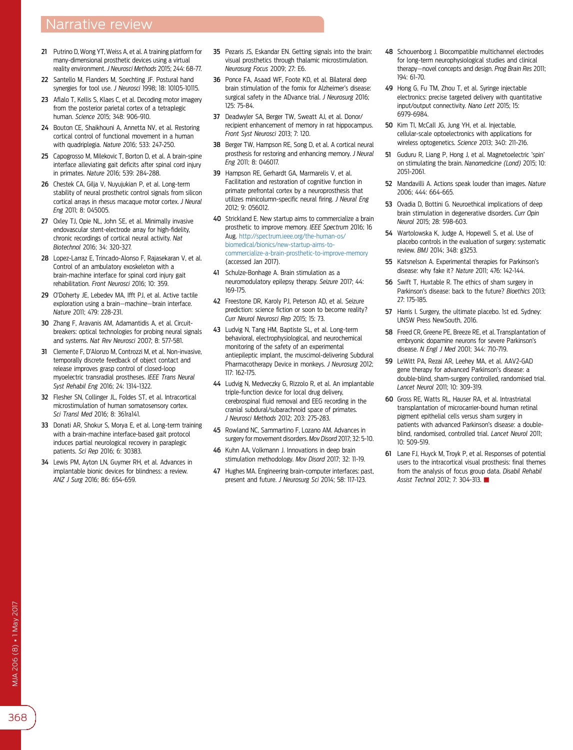21 Putrino D, Wong YT, Weiss A, et al. A training platform for many-dimensional prosthetic devices using a virtual reality environment. *J Neurosci Methods* 2015; 244: 68-77.

22 Santello M, Flanders M, Soechting JF. Postural hand synergies for tool use. *J Neurosci* 1998; 18: 10105-10115.

23 Aflalo T, Kellis S, Klaes C, et al. Decoding motor imagery from the posterior parietal cortex of a tetraplegic human. *Science* 2015; 348: 906-910.

24 Bouton CE, Shaikhouni A, Annetta NV, et al. Restoring cortical control of functional movement in a human with quadriplegia. *Nature* 2016; 533: 247-250.

25 Capogrosso M, Milekovic T, Borton D, et al. A brain-spine interface alleviating gait deficits after spinal cord injury in primates. *Nature* 2016; 539: 284-288.

26 Chestek CA, Gilja V, Nuyujukian P, et al. Long-term stability of neural prosthetic control signals from silicon cortical arrays in rhesus macaque motor cortex. *J Neural Eng* 2011; 8: 045005.

27 Oxley TJ, Opie NL, John SE, et al. Minimally invasive endovascular stent-electrode array for high-fidelity, chronic recordings of cortical neural activity. *Nat Biotechnol* 2016; 34: 320-327.

28 Lopez-Larraz E, Trincado-Alonso F, Rajasekaran V, et al. Control of an ambulatory exoskeleton with a brain-machine interface for spinal cord injury gait rehabilitation. *Front Neurosci* 2016; 10: 359.

29 O'Doherty JE, Lebedev MA, Ifft PJ, et al. Active tactile exploration using a brain—machine—brain interface. *Nature* 2011; 479: 228-231.

30 Zhang F, Aravanis AM, Adamantidis A, et al. Circuit-breakers: optical technologies for probing neural signals and systems. *Nat Rev Neurosci* 2007; 8: 577-581.

31 Clemente F, D'Alonzo M, Controzzi M, et al. Non-invasive, temporally discrete feedback of object contact and release improves grasp control of closed-loop myoelectric transradial prostheses. *IEEE Trans Neural Syst Rehabil Eng* 2016; 24: 1314-1322.

32 Flesher SN, Collinger JL, Foldes ST, et al. Intracortical microstimulation of human somatosensory cortex. *Sci Transl Med* 2016; 8: 361ra141.

33 Donati AR, Shokur S, Morya E, et al. Long-term training with a brain-machine interface-based gait protocol induces partial neurological recovery in paraplegic patients. *Sci Rep* 2016; 6: 30383.

34 Lewis PM, Ayton LN, Guymer RH, et al. Advances in implantable bionic devices for blindness: a review. *ANZ J Surg* 2016; 86: 654-659.

35 Pezaris JS, Eskandar EN. Getting signals into the brain: visual prosthetics through thalamic microstimulation. *Neurosurg Focus* 2009; 27: E6.

36 Ponce FA, Asaad WF, Foote KD, et al. Bilateral deep brain stimulation of the fornix for Alzheimer's disease: surgical safety in the ADvance trial. *J Neurosurg* 2016; 125: 75-84.

37 Deadwyler SA, Berger TW, Sweatt AJ, et al. Donor/recipient enhancement of memory in rat hippocampus. *Front Syst Neurosci* 2013; 7: 120.

38 Berger TW, Hampson RE, Song D, et al. A cortical neural prosthesis for restoring and enhancing memory. *J Neural Eng* 2011; 8: 046017.

39 Hampson RE, Gerhardt GA, Marmarelis V, et al. Facilitation and restoration of cognitive function in primate prefrontal cortex by a neuroprosthesis that utilizes minicolumn-specific neural firing. *J Neural Eng* 2012; 9: 056012.

40 Strickland E. New startup aims to commercialize a brain prosthetic to improve memory. *IEEE Spectrum* 2016; 16 Aug. http://spectrum.ieee.org/the-human-os/biomedical/bionics/new-startup-aims-to-commercialize-a-brain-prosthetic-to-improve-memory (accessed Jan 2017).

41 Schulze-Bonhage A. Brain stimulation as a neuromodulatory epilepsy therapy. *Seizure* 2017; 44: 169-175.

42 Freestone DR, Karoly PJ, Peterson AD, et al. Seizure prediction: science fiction or soon to become reality? *Curr Neurol Neurosci Rep* 2015; 15: 73.

43 Ludvig N, Tang HM, Baptiste SL, et al. Long-term behavioral, electrophysiological, and neurochemical monitoring of the safety of an experimental antiepileptic implant, the muscimol-delivering Subdural Pharmacotherapy Device in monkeys. *J Neurosurg* 2012; 117: 162-175.

44 Ludvig N, Medveczky G, Rizzolo R, et al. An implantable triple-function device for local drug delivery, cerebrospinal fluid removal and EEG recording in the cranial subdural/subarachnoid space of primates. *J Neurosci Methods* 2012; 203: 275-283.

45 Rowland NC, Sammartino F, Lozano AM. Advances in surgery for movement disorders. *Mov Disord* 2017; 32: 5-10.

46 Kuhn AA, Volkmann J. Innovations in deep brain stimulation methodology. *Mov Disord* 2017; 32: 11-19.

47 Hughes MA. Engineering brain-computer interfaces: past, present and future. *J Neurosurg Sci* 2014; 58: 117-123.

48 Schouenborg J. Biocompatible multichannel electrodes for long-term neurophysiological studies and clinical therapy—novel concepts and design. *Prog Brain Res* 2011; 194: 61-70.

49 Hong G, Fu TM, Zhou T, et al. Syringe injectable electronics: precise targeted delivery with quantitative input/output connectivity. *Nano Lett* 2015; 15: 6979-6984.

50 Kim TI, McCall JG, Jung YH, et al. Injectable, cellular-scale optoelectronics with applications for wireless optogenetics. *Science* 2013; 340: 211-216.

51 Guduru R, Liang P, Hong J, et al. Magnetoelectric 'spin' on stimulating the brain. *Nanomedicine (Lond)* 2015; 10: 2051-2061.

52 Mandavilli A. Actions speak louder than images. *Nature* 2006; 444: 664-665.

53 Ovadia D, Bottini G. Neuroethical implications of deep brain stimulation in degenerative disorders. *Curr Opin Neurol* 2015; 28: 598-603.

54 Wartolowska K, Judge A, Hopewell S, et al. Use of placebo controls in the evaluation of surgery: systematic review. *BMJ* 2014; 348: g3253.

55 Katsnelson A. Experimental therapies for Parkinson's disease: why fake it? *Nature* 2011; 476: 142-144.

56 Swift T, Huxtable R. The ethics of sham surgery in Parkinson's disease: back to the future? *Bioethics* 2013; 27: 175-185.

57 Harris I. Surgery, the ultimate placebo. 1st ed. Sydney: UNSW Press NewSouth, 2016.

58 Freed CR, Greene PE, Breeze RE, et al. Transplantation of embryonic dopamine neurons for severe Parkinson's disease. *N Engl J Med* 2001; 344: 710-719.

59 LeWitt PA, Rezai AR, Leehey MA, et al. AAV2-GAD gene therapy for advanced Parkinson's disease: a double-blind, sham-surgery controlled, randomised trial. *Lancet Neurol* 2011; 10: 309-319.

60 Gross RE, Watts RL, Hauser RA, et al. Intrastriatal transplantation of microcarrier-bound human retinal pigment epithelial cells versus sham surgery in patients with advanced Parkinson's disease: a double-blind, randomised, controlled trial. *Lancet Neurol* 2011; 10: 509-519.

61 Lane FJ, Huyck M, Troyk P, et al. Responses of potential users to the intracortical visual prosthesis: final themes from the analysis of focus group data. *Disabil Rehabil Assist Technol* 2012; 7: 304-313. ■